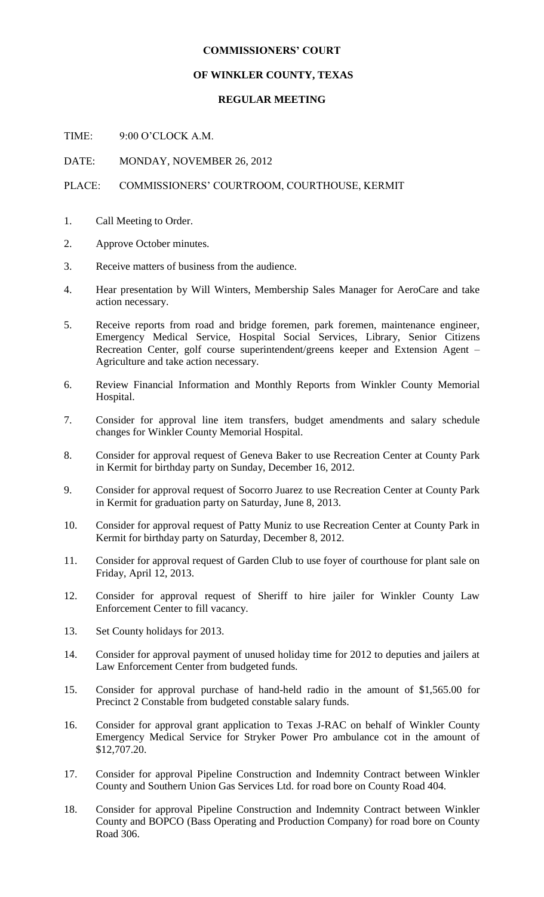**COMMISSIONERS' COURT**

**OF WINKLER COUNTY, TEXAS**

**REGULAR MEETING**

TIME: 9:00 O'CLOCK A.M.

DATE: MONDAY, NOVEMBER 26, 2012

PLACE: COMMISSIONERS' COURTROOM, COURTHOUSE, KERMIT

1. Call Meeting to Order.
2. Approve October minutes.
3. Receive matters of business from the audience.
4. Hear presentation by Will Winters, Membership Sales Manager for AeroCare and take action necessary.
5. Receive reports from road and bridge foremen, park foremen, maintenance engineer, Emergency Medical Service, Hospital Social Services, Library, Senior Citizens Recreation Center, golf course superintendent/greens keeper and Extension Agent – Agriculture and take action necessary.
6. Review Financial Information and Monthly Reports from Winkler County Memorial Hospital.
7. Consider for approval line item transfers, budget amendments and salary schedule changes for Winkler County Memorial Hospital.
8. Consider for approval request of Geneva Baker to use Recreation Center at County Park in Kermit for birthday party on Sunday, December 16, 2012.
9. Consider for approval request of Socorro Juarez to use Recreation Center at County Park in Kermit for graduation party on Saturday, June 8, 2013.
10. Consider for approval request of Patty Muniz to use Recreation Center at County Park in Kermit for birthday party on Saturday, December 8, 2012.
11. Consider for approval request of Garden Club to use foyer of courthouse for plant sale on Friday, April 12, 2013.
12. Consider for approval request of Sheriff to hire jailer for Winkler County Law Enforcement Center to fill vacancy.
13. Set County holidays for 2013.
14. Consider for approval payment of unused holiday time for 2012 to deputies and jailers at Law Enforcement Center from budgeted funds.
15. Consider for approval purchase of hand-held radio in the amount of $1,565.00 for Precinct 2 Constable from budgeted constable salary funds.
16. Consider for approval grant application to Texas J-RAC on behalf of Winkler County Emergency Medical Service for Stryker Power Pro ambulance cot in the amount of $12,707.20.
17. Consider for approval Pipeline Construction and Indemnity Contract between Winkler County and Southern Union Gas Services Ltd. for road bore on County Road 404.
18. Consider for approval Pipeline Construction and Indemnity Contract between Winkler County and BOPCO (Bass Operating and Production Company) for road bore on County Road 306.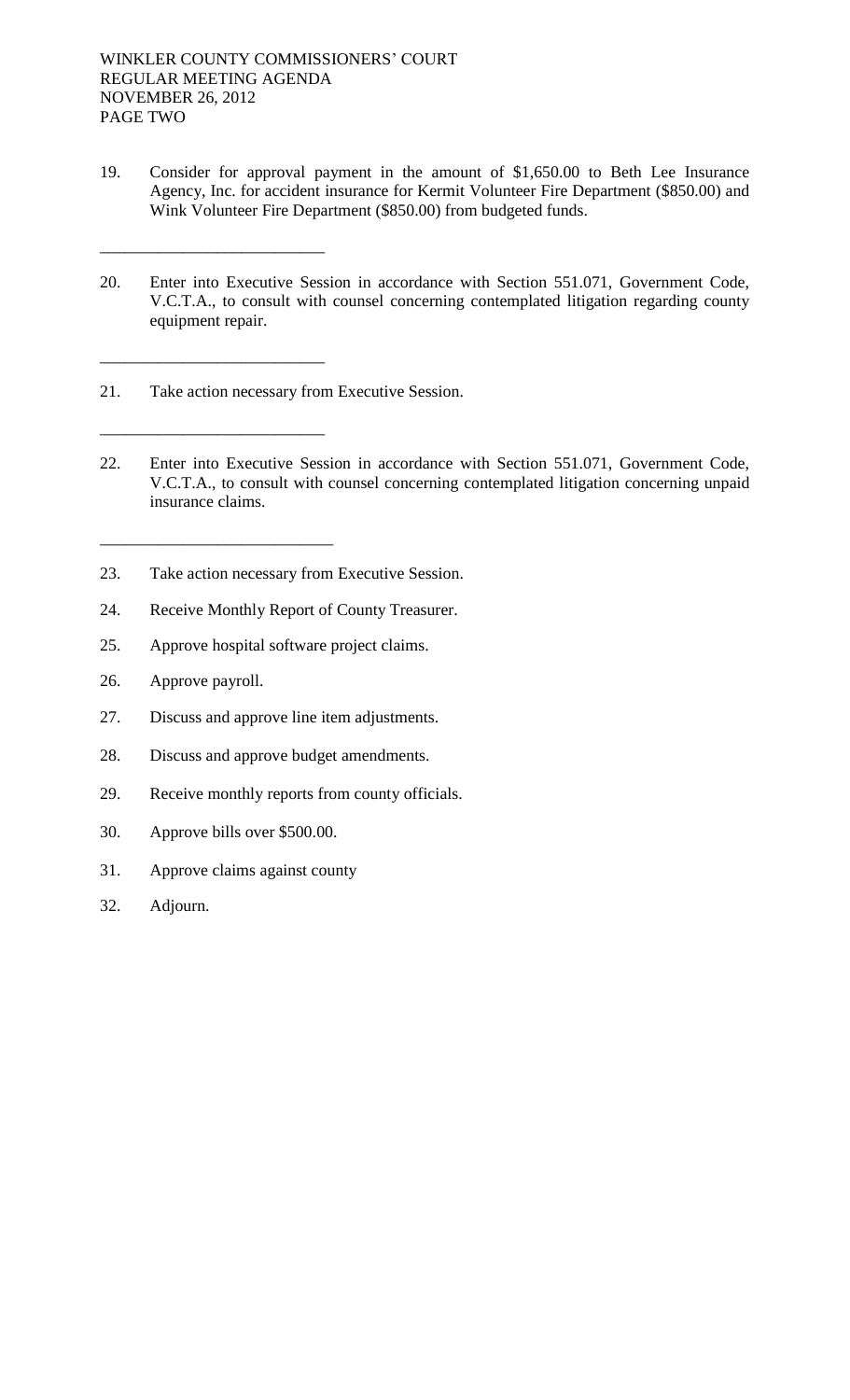19. Consider for approval payment in the amount of $1,650.00 to Beth Lee Insurance Agency, Inc. for accident insurance for Kermit Volunteer Fire Department ($850.00) and Wink Volunteer Fire Department ($850.00) from budgeted funds.

___________________________

20. Enter into Executive Session in accordance with Section 551.071, Government Code, V.C.T.A., to consult with counsel concerning contemplated litigation regarding county equipment repair.

___________________________

21. Take action necessary from Executive Session.

___________________________

22. Enter into Executive Session in accordance with Section 551.071, Government Code, V.C.T.A., to consult with counsel concerning contemplated litigation concerning unpaid insurance claims.

___________________________

23. Take action necessary from Executive Session.

24. Receive Monthly Report of County Treasurer.

25. Approve hospital software project claims.

26. Approve payroll.

27. Discuss and approve line item adjustments.

28. Discuss and approve budget amendments.

29. Receive monthly reports from county officials.

30. Approve bills over $500.00.

31. Approve claims against county

32. Adjourn.